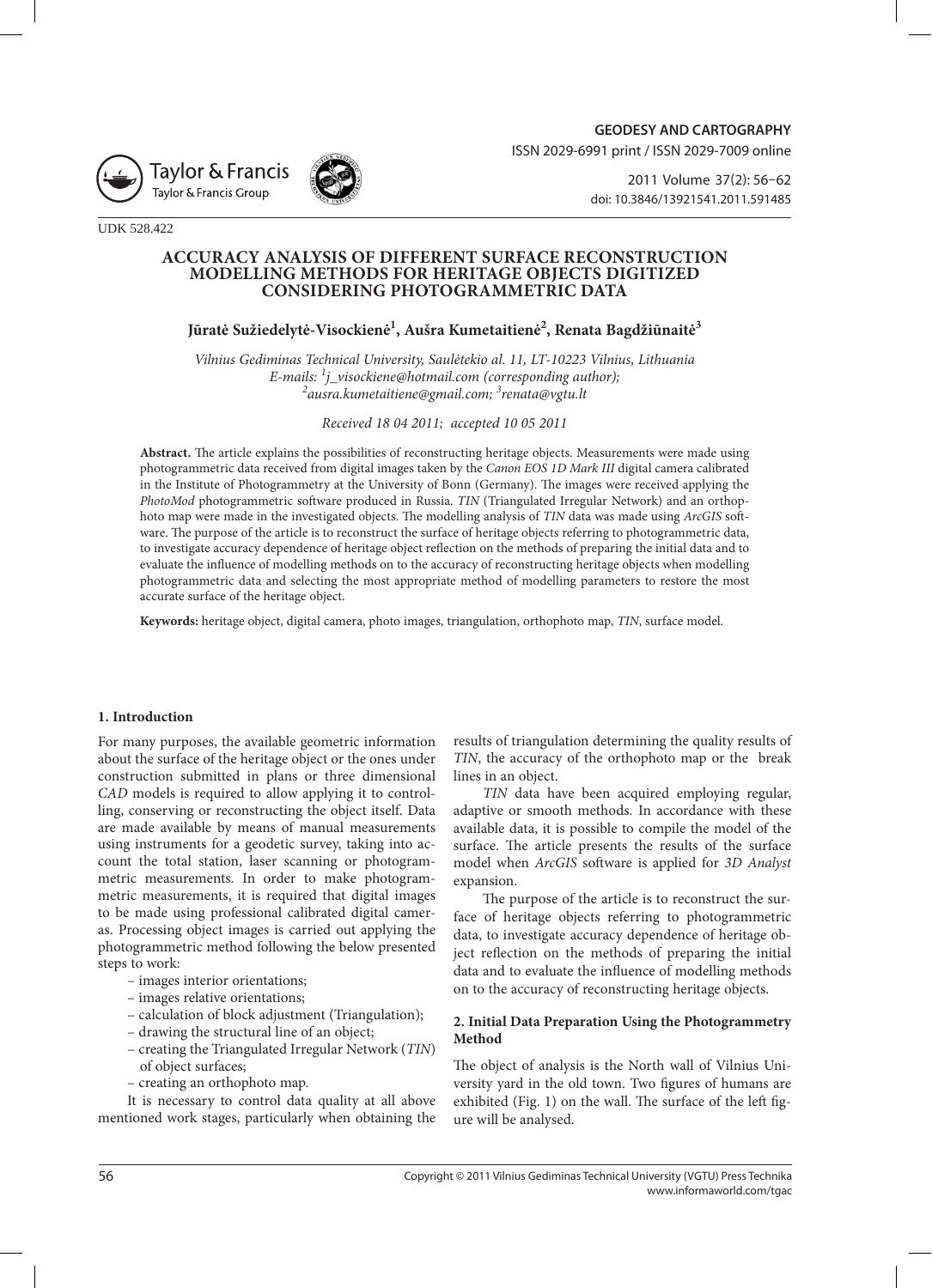UDK 528.422

# ACCURACY ANALYSIS OF DIFFERENT SURFACE RECONSTRUCTION MODELLING METHODS FOR HERITAGE OBJECTS DIGITIZED CONSIDERING PHOTOGRAMMETRIC DATA

**Jūratė Sužiedelytė-Visockienė[1], Aušra Kumetaitienė[2], Renata Bagdžiūnaitė[3]**

*Vilnius Gediminas Technical University, Saulėtekio al. 11, LT-10223 Vilnius, Lithuania*
*E-mails: [1]j_visockiene@hotmail.com (corresponding author);*
*[2]ausra.kumetaitiene@gmail.com; [3]renata@vgtu.lt*

*Received 18 04 2011; accepted 10 05 2011*

**Abstract.** The article explains the possibilities of reconstructing heritage objects. Measurements were made using photogrammetric data received from digital images taken by the *Canon EOS 1D Mark III* digital camera calibrated in the Institute of Photogrammetry at the University of Bonn (Germany). The images were received applying the *PhotoMod* photogrammetric software produced in Russia. *TIN* (Triangulated Irregular Network) and an orthophoto map were made in the investigated objects. The modelling analysis of *TIN* data was made using *ArcGIS* software. The purpose of the article is to reconstruct the surface of heritage objects referring to photogrammetric data, to investigate accuracy dependence of heritage object reflection on the methods of preparing the initial data and to evaluate the influence of modelling methods on to the accuracy of reconstructing heritage objects when modelling photogrammetric data and selecting the most appropriate method of modelling parameters to restore the most accurate surface of the heritage object.

**Keywords:** heritage object, digital camera, photo images, triangulation, orthophoto map, *TIN*, surface model.

## 1. Introduction

For many purposes, the available geometric information about the surface of the heritage object or the ones under construction submitted in plans or three dimensional *CAD* models is required to allow applying it to controlling, conserving or reconstructing the object itself. Data are made available by means of manual measurements using instruments for a geodetic survey, taking into account the total station, laser scanning or photogrammetric measurements. In order to make photogrammetric measurements, it is required that digital images to be made using professional calibrated digital cameras. Processing object images is carried out applying the photogrammetric method following the below presented steps to work:

- images interior orientations;
- images relative orientations;
- calculation of block adjustment (Triangulation);
- drawing the structural line of an object;
- creating the Triangulated Irregular Network (*TIN*) of object surfaces;
- creating an orthophoto map.

It is necessary to control data quality at all above mentioned work stages, particularly when obtaining the results of triangulation determining the quality results of *TIN*, the accuracy of the orthophoto map or the break lines in an object.

*TIN* data have been acquired employing regular, adaptive or smooth methods. In accordance with these available data, it is possible to compile the model of the surface. The article presents the results of the surface model when *ArcGIS* software is applied for *3D Analyst* expansion.

The purpose of the article is to reconstruct the surface of heritage objects referring to photogrammetric data, to investigate accuracy dependence of heritage object reflection on the methods of preparing the initial data and to evaluate the influence of modelling methods on to the accuracy of reconstructing heritage objects.

## 2. Initial Data Preparation Using the Photogrammetry Method

The object of analysis is the North wall of Vilnius University yard in the old town. Two figures of humans are exhibited (Fig. 1) on the wall. The surface of the left figure will be analysed.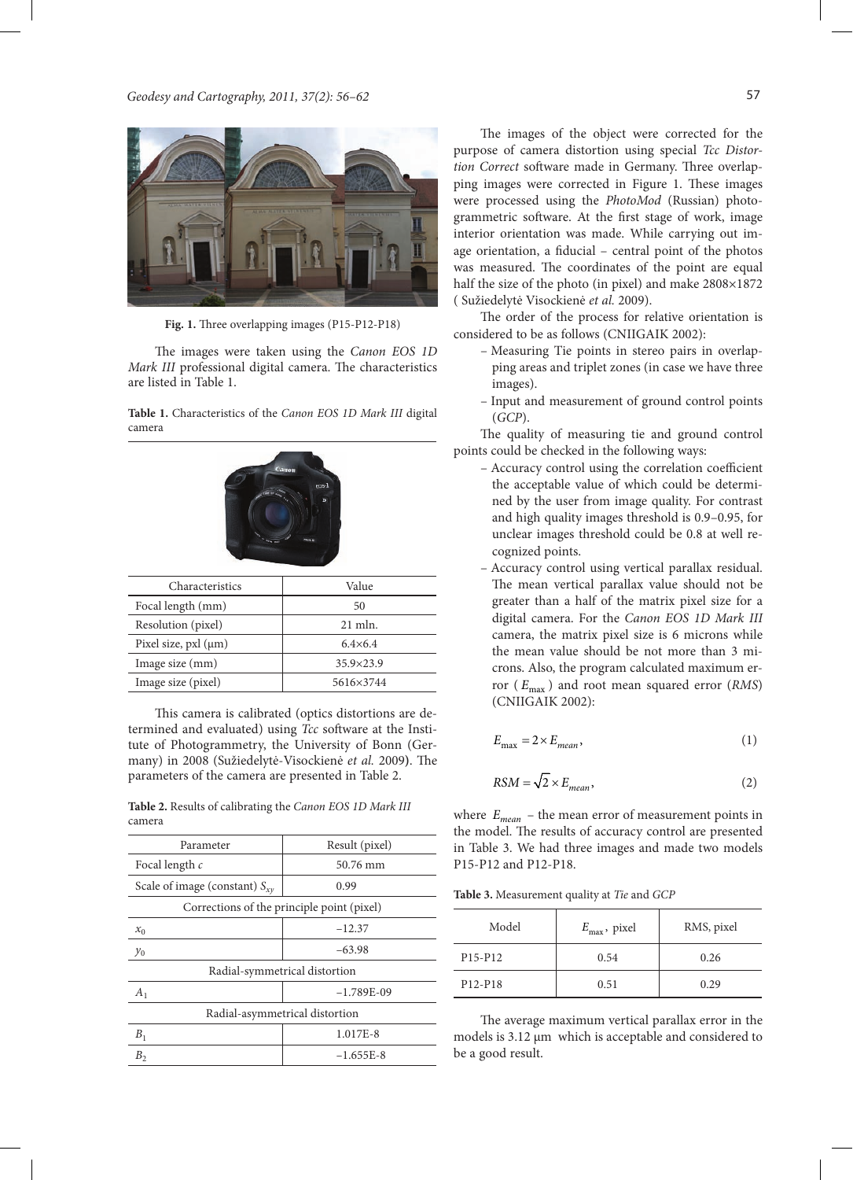Fig. 1. Three overlapping images (P15-P12-P18)

The images were taken using the *Canon EOS 1D Mark III* professional digital camera. The characteristics are listed in Table 1.

**Table 1.** Characteristics of the *Canon EOS 1D Mark III* digital camera

| Characteristics | Value |
|---|---|
| Focal length (mm) | 50 |
| Resolution (pixel) | 21 mln. |
| Pixel size, pxl (μm) | 6.4×6.4 |
| Image size (mm) | 35.9×23.9 |
| Image size (pixel) | 5616×3744 |

This camera is calibrated (optics distortions are determined and evaluated) using *Tcc* software at the Institute of Photogrammetry, the University of Bonn (Germany) in 2008 (Sužiedelytė-Visockienė *et al.* 2009). The parameters of the camera are presented in Table 2.

**Table 2.** Results of calibrating the *Canon EOS 1D Mark III* camera

| Parameter | Result (pixel) |
|---|---|
| Focal length $c$ | 50.76 mm |
| Scale of image (constant) $S_{xy}$ | 0.99 |
| Corrections of the principle point (pixel) | |
| $x_0$ | −12.37 |
| $y_0$ | −63.98 |
| Radial-symmetrical distortion | |
| $A_1$ | −1.789E-09 |
| Radial-asymmetrical distortion | |
| $B_1$ | 1.017E-8 |
| $B_2$ | −1.655E-8 |

The images of the object were corrected for the purpose of camera distortion using special *Tcc Distortion Correct* software made in Germany. Three overlapping images were corrected in Figure 1. These images were processed using the *PhotoMod* (Russian) photogrammetric software. At the first stage of work, image interior orientation was made. While carrying out image orientation, a fiducial – central point of the photos was measured. The coordinates of the point are equal half the size of the photo (in pixel) and make 2808×1872 ( Sužiedelytė Visockienė *et al.* 2009).

The order of the process for relative orientation is considered to be as follows (CNIIGAIK 2002):

- Measuring Tie points in stereo pairs in overlapping areas and triplet zones (in case we have three images).
- Input and measurement of ground control points (*GCP*).

The quality of measuring tie and ground control points could be checked in the following ways:

- Accuracy control using the correlation coefficient the acceptable value of which could be determined by the user from image quality. For contrast and high quality images threshold is 0.9–0.95, for unclear images threshold could be 0.8 at well recognized points.
- Accuracy control using vertical parallax residual. The mean vertical parallax value should not be greater than a half of the matrix pixel size for a digital camera. For the *Canon EOS 1D Mark III* camera, the matrix pixel size is 6 microns while the mean value should be not more than 3 microns. Also, the program calculated maximum error ( $E_{\max}$ ) and root mean squared error (*RMS*) (CNIIGAIK 2002):

$$E_{\max} = 2 \times E_{mean}, \tag{1}$$

$$RSM = \sqrt{2} \times E_{mean}, \tag{2}$$

where $E_{mean}$ – the mean error of measurement points in the model. The results of accuracy control are presented in Table 3. We had three images and made two models P15-P12 and P12-P18.

**Table 3.** Measurement quality at *Tie* and *GCP*

| Model | $E_{\max}$, pixel | RMS, pixel |
|---|---|---|
| P15-P12 | 0.54 | 0.26 |
| P12-P18 | 0.51 | 0.29 |

The average maximum vertical parallax error in the models is 3.12 μm which is acceptable and considered to be a good result.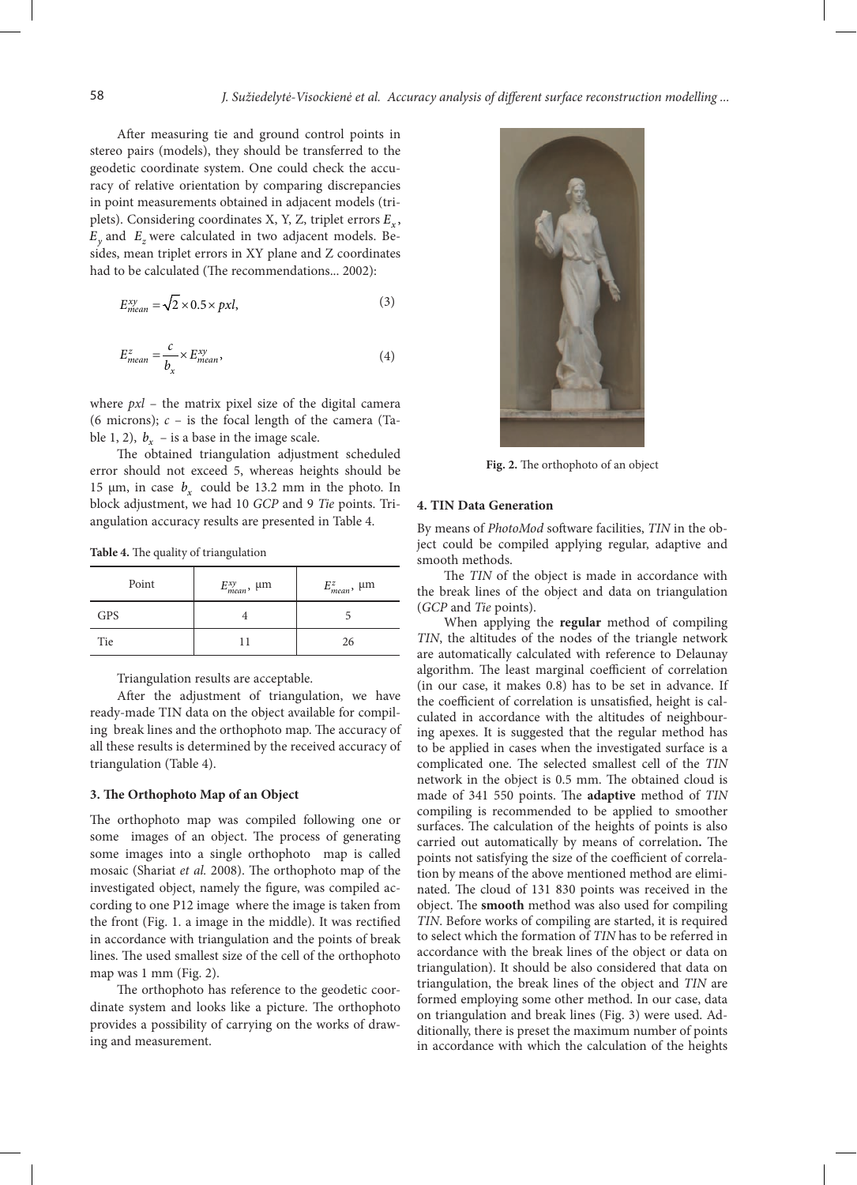After measuring tie and ground control points in stereo pairs (models), they should be transferred to the geodetic coordinate system. One could check the accuracy of relative orientation by comparing discrepancies in point measurements obtained in adjacent models (triplets). Considering coordinates X, Y, Z, triplet errors $E_x$, $E_y$ and $E_z$ were calculated in two adjacent models. Besides, mean triplet errors in XY plane and Z coordinates had to be calculated (The recommendations... 2002):

$$E^{xy}_{mean} = \sqrt{2} \times 0.5 \times pxl, \tag{3}$$

$$E^{z}_{mean} = \frac{c}{b_x} \times E^{xy}_{mean}, \tag{4}$$

where $pxl$ – the matrix pixel size of the digital camera (6 microns); $c$ – is the focal length of the camera (Table 1, 2), $b_x$ – is a base in the image scale.

The obtained triangulation adjustment scheduled error should not exceed 5, whereas heights should be 15 μm, in case $b_x$ could be 13.2 mm in the photo. In block adjustment, we had 10 *GCP* and 9 *Tie* points. Triangulation accuracy results are presented in Table 4.

**Table 4.** The quality of triangulation

| Point | $E^{xy}_{mean}$, μm | $E^{z}_{mean}$, μm |
|---|---|---|
| GPS | 4 | 5 |
| Tie | 11 | 26 |

Triangulation results are acceptable.

After the adjustment of triangulation, we have ready-made TIN data on the object available for compiling break lines and the orthophoto map. The accuracy of all these results is determined by the received accuracy of triangulation (Table 4).

## 3. The Orthophoto Map of an Object

The orthophoto map was compiled following one or some images of an object. The process of generating some images into a single orthophoto map is called mosaic (Shariat *et al.* 2008). The orthophoto map of the investigated object, namely the figure, was compiled according to one P12 image where the image is taken from the front (Fig. 1. a image in the middle). It was rectified in accordance with triangulation and the points of break lines. The used smallest size of the cell of the orthophoto map was 1 mm (Fig. 2).

The orthophoto has reference to the geodetic coordinate system and looks like a picture. The orthophoto provides a possibility of carrying on the works of drawing and measurement.

**Fig. 2.** The orthophoto of an object

## 4. TIN Data Generation

By means of *PhotoMod* software facilities, *TIN* in the object could be compiled applying regular, adaptive and smooth methods.

The *TIN* of the object is made in accordance with the break lines of the object and data on triangulation (*GCP* and *Tie* points).

When applying the **regular** method of compiling *TIN*, the altitudes of the nodes of the triangle network are automatically calculated with reference to Delaunay algorithm. The least marginal coefficient of correlation (in our case, it makes 0.8) has to be set in advance. If the coefficient of correlation is unsatisfied, height is calculated in accordance with the altitudes of neighbouring apexes. It is suggested that the regular method has to be applied in cases when the investigated surface is a complicated one. The selected smallest cell of the *TIN* network in the object is 0.5 mm. The obtained cloud is made of 341 550 points. The **adaptive** method of *TIN* compiling is recommended to be applied to smoother surfaces. The calculation of the heights of points is also carried out automatically by means of correlation**.** The points not satisfying the size of the coefficient of correlation by means of the above mentioned method are eliminated. The cloud of 131 830 points was received in the object. The **smooth** method was also used for compiling *TIN*. Before works of compiling are started, it is required to select which the formation of *TIN* has to be referred in accordance with the break lines of the object or data on triangulation). It should be also considered that data on triangulation, the break lines of the object and *TIN* are formed employing some other method. In our case, data on triangulation and break lines (Fig. 3) were used. Additionally, there is preset the maximum number of points in accordance with which the calculation of the heights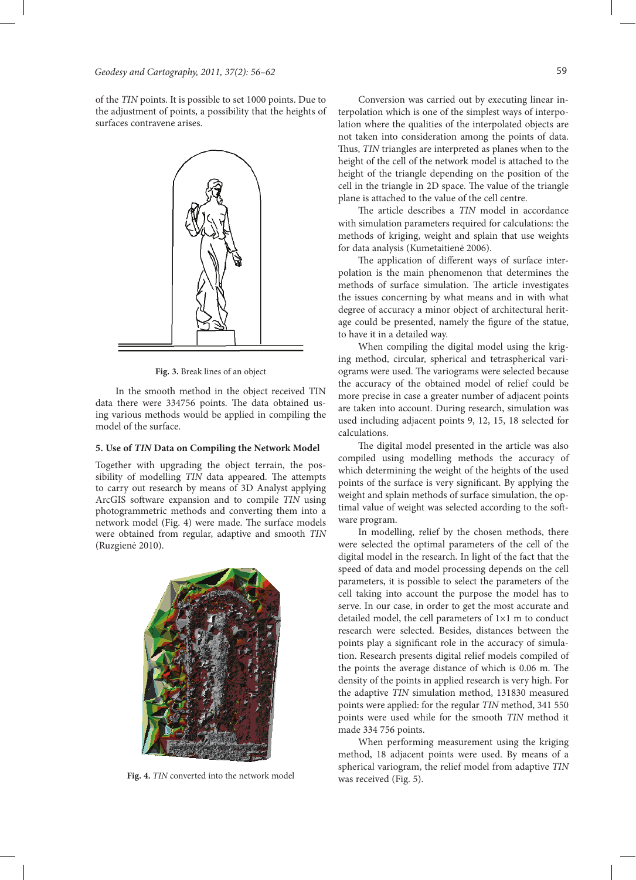of the *TIN* points. It is possible to set 1000 points. Due to the adjustment of points, a possibility that the heights of surfaces contravene arises.

**Fig. 3.** Break lines of an object

In the smooth method in the object received TIN data there were 334756 points. The data obtained using various methods would be applied in compiling the model of the surface.

## 5. Use of *TIN* Data on Compiling the Network Model

Together with upgrading the object terrain, the possibility of modelling *TIN* data appeared. The attempts to carry out research by means of 3D Analyst applying ArcGIS software expansion and to compile *TIN* using photogrammetric methods and converting them into a network model (Fig. 4) were made. The surface models were obtained from regular, adaptive and smooth *TIN* (Ruzgienė 2010).

**Fig. 4.** *TIN* converted into the network model

Conversion was carried out by executing linear interpolation which is one of the simplest ways of interpolation where the qualities of the interpolated objects are not taken into consideration among the points of data. Thus, *TIN* triangles are interpreted as planes when to the height of the cell of the network model is attached to the height of the triangle depending on the position of the cell in the triangle in 2D space. The value of the triangle plane is attached to the value of the cell centre.

The article describes a *TIN* model in accordance with simulation parameters required for calculations: the methods of kriging, weight and splain that use weights for data analysis (Kumetaitienė 2006).

The application of different ways of surface interpolation is the main phenomenon that determines the methods of surface simulation. The article investigates the issues concerning by what means and in with what degree of accuracy a minor object of architectural heritage could be presented, namely the figure of the statue, to have it in a detailed way.

When compiling the digital model using the kriging method, circular, spherical and tetraspherical variograms were used. The variograms were selected because the accuracy of the obtained model of relief could be more precise in case a greater number of adjacent points are taken into account. During research, simulation was used including adjacent points 9, 12, 15, 18 selected for calculations.

The digital model presented in the article was also compiled using modelling methods the accuracy of which determining the weight of the heights of the used points of the surface is very significant. By applying the weight and splain methods of surface simulation, the optimal value of weight was selected according to the software program.

In modelling, relief by the chosen methods, there were selected the optimal parameters of the cell of the digital model in the research. In light of the fact that the speed of data and model processing depends on the cell parameters, it is possible to select the parameters of the cell taking into account the purpose the model has to serve. In our case, in order to get the most accurate and detailed model, the cell parameters of 1×1 m to conduct research were selected. Besides, distances between the points play a significant role in the accuracy of simulation. Research presents digital relief models compiled of the points the average distance of which is 0.06 m. The density of the points in applied research is very high. For the adaptive *TIN* simulation method, 131830 measured points were applied: for the regular *TIN* method, 341 550 points were used while for the smooth *TIN* method it made 334 756 points.

When performing measurement using the kriging method, 18 adjacent points were used. By means of a spherical variogram, the relief model from adaptive *TIN* was received (Fig. 5).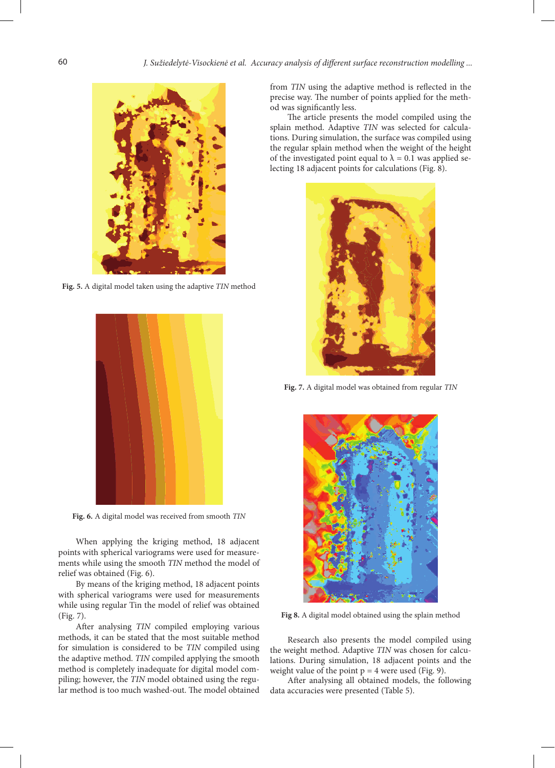**Fig. 5.** A digital model taken using the adaptive *TIN* method

**Fig. 6.** A digital model was received from smooth *TIN*

When applying the kriging method, 18 adjacent points with spherical variograms were used for measurements while using the smooth *TIN* method the model of relief was obtained (Fig. 6).

By means of the kriging method, 18 adjacent points with spherical variograms were used for measurements while using regular Tin the model of relief was obtained (Fig. 7).

After analysing *TIN* compiled employing various methods, it can be stated that the most suitable method for simulation is considered to be *TIN* compiled using the adaptive method. *TIN* compiled applying the smooth method is completely inadequate for digital model compiling; however, the *TIN* model obtained using the regular method is too much washed-out. The model obtained from *TIN* using the adaptive method is reflected in the precise way. The number of points applied for the method was significantly less.

The article presents the model compiled using the splain method. Adaptive *TIN* was selected for calculations. During simulation, the surface was compiled using the regular splain method when the weight of the height of the investigated point equal to $\lambda = 0.1$ was applied selecting 18 adjacent points for calculations (Fig. 8).

**Fig. 7.** A digital model was obtained from regular *TIN*

**Fig 8.** A digital model obtained using the splain method

Research also presents the model compiled using the weight method. Adaptive *TIN* was chosen for calculations. During simulation, 18 adjacent points and the weight value of the point $p = 4$ were used (Fig. 9).

After analysing all obtained models, the following data accuracies were presented (Table 5).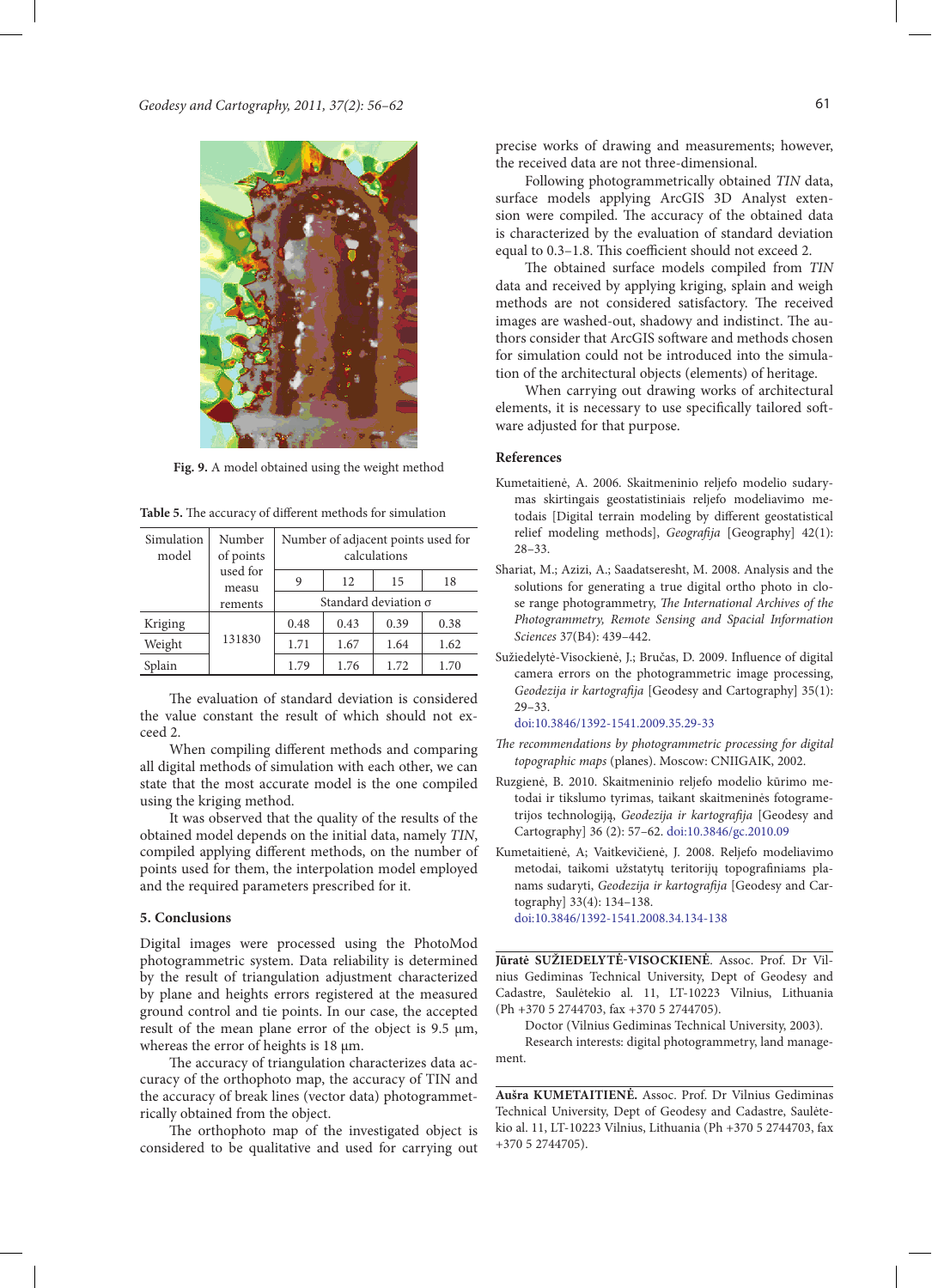Fig. 9. A model obtained using the weight method

**Table 5.** The accuracy of different methods for simulation

| Simulation model | Number of points used for measurements | Number of adjacent points used for calculations | | | |
|---|---|---|---|---|---|
| | | 9 | 12 | 15 | 18 |
| | | Standard deviation σ | | | |
| Kriging | 131830 | 0.48 | 0.43 | 0.39 | 0.38 |
| Weight | | 1.71 | 1.67 | 1.64 | 1.62 |
| Splain | | 1.79 | 1.76 | 1.72 | 1.70 |

The evaluation of standard deviation is considered the value constant the result of which should not exceed 2.

When compiling different methods and comparing all digital methods of simulation with each other, we can state that the most accurate model is the one compiled using the kriging method.

It was observed that the quality of the results of the obtained model depends on the initial data, namely *TIN*, compiled applying different methods, on the number of points used for them, the interpolation model employed and the required parameters prescribed for it.

## 5. Conclusions

Digital images were processed using the PhotoMod photogrammetric system. Data reliability is determined by the result of triangulation adjustment characterized by plane and heights errors registered at the measured ground control and tie points. In our case, the accepted result of the mean plane error of the object is 9.5 μm, whereas the error of heights is 18 μm.

The accuracy of triangulation characterizes data accuracy of the orthophoto map, the accuracy of TIN and the accuracy of break lines (vector data) photogrammetrically obtained from the object.

The orthophoto map of the investigated object is considered to be qualitative and used for carrying out precise works of drawing and measurements; however, the received data are not three-dimensional.

Following photogrammetrically obtained *TIN* data, surface models applying ArcGIS 3D Analyst extension were compiled. The accuracy of the obtained data is characterized by the evaluation of standard deviation equal to 0.3–1.8. This coefficient should not exceed 2.

The obtained surface models compiled from *TIN* data and received by applying kriging, splain and weigh methods are not considered satisfactory. The received images are washed-out, shadowy and indistinct. The authors consider that ArcGIS software and methods chosen for simulation could not be introduced into the simulation of the architectural objects (elements) of heritage.

When carrying out drawing works of architectural elements, it is necessary to use specifically tailored software adjusted for that purpose.

## References

Kumetaitienė, A. 2006. Skaitmeninio reljefo modelio sudarymas skirtingais geostatistiniais reljefo modeliavimo metodais [Digital terrain modeling by different geostatistical relief modeling methods], *Geografija* [Geography] 42(1): 28–33.

Shariat, M.; Azizi, A.; Saadatseresht, M. 2008. Analysis and the solutions for generating a true digital ortho photo in close range photogrammetry, *The International Archives of the Photogrammetry, Remote Sensing and Spacial Information Sciences* 37(B4): 439–442.

Sužiedelytė-Visockienė, J.; Bručas, D. 2009. Influence of digital camera errors on the photogrammetric image processing, *Geodezija ir kartografija* [Geodesy and Cartography] 35(1): 29–33. doi:10.3846/1392-1541.2009.35.29-33

*The recommendations by photogrammetric processing for digital topographic maps* (planes). Moscow: CNIIGAIK, 2002.

Ruzgienė, B. 2010. Skaitmeninio reljefo modelio kūrimo metodai ir tikslumo tyrimas, taikant skaitmeninės fotogrametrijos technologiją, *Geodezija ir kartografija* [Geodesy and Cartography] 36 (2): 57–62. doi:10.3846/gc.2010.09

Kumetaitienė, A; Vaitkevičienė, J. 2008. Reljefo modeliavimo metodai, taikomi užstatytų teritorijų topografiniams planams sudaryti, *Geodezija ir kartografija* [Geodesy and Cartography] 33(4): 134–138. doi:10.3846/1392-1541.2008.34.134-138

**Jūratė SUŽIEDELYTĖ-VISOCKIENĖ.** Assoc. Prof. Dr Vilnius Gediminas Technical University, Dept of Geodesy and Cadastre, Saulėtekio al. 11, LT-10223 Vilnius, Lithuania (Ph +370 5 2744703, fax +370 5 2744705).

Doctor (Vilnius Gediminas Technical University, 2003).

Research interests: digital photogrammetry, land management.

**Aušra KUMETAITIENĖ.** Assoc. Prof. Dr Vilnius Gediminas Technical University, Dept of Geodesy and Cadastre, Saulėtekio al. 11, LT-10223 Vilnius, Lithuania (Ph +370 5 2744703, fax +370 5 2744705).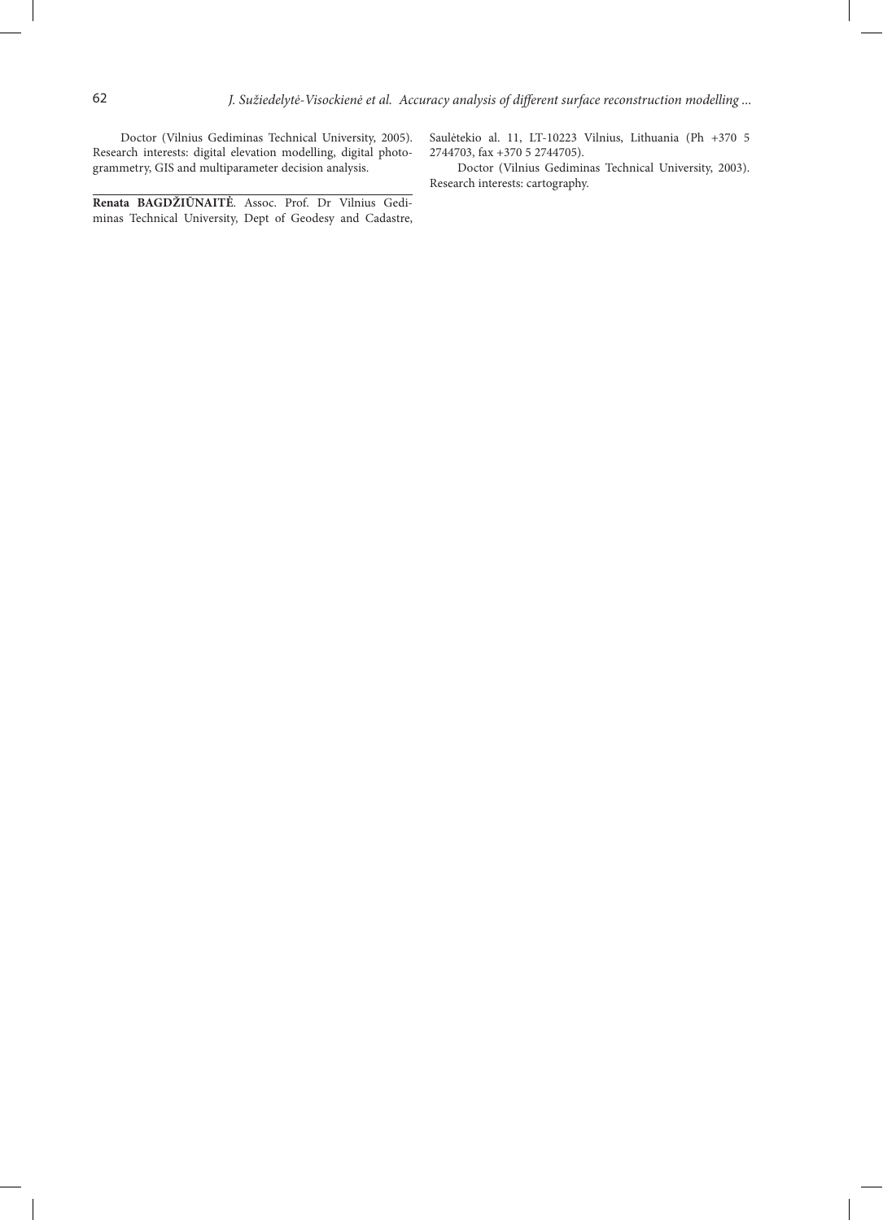Doctor (Vilnius Gediminas Technical University, 2005). Research interests: digital elevation modelling, digital photogrammetry, GIS and multiparameter decision analysis.

---

**Renata BAGDŽIŪNAITĖ**. Assoc. Prof. Dr Vilnius Gediminas Technical University, Dept of Geodesy and Cadastre, Saulėtekio al. 11, LT-10223 Vilnius, Lithuania (Ph +370 5 2744703, fax +370 5 2744705).

Doctor (Vilnius Gediminas Technical University, 2003). Research interests: cartography.